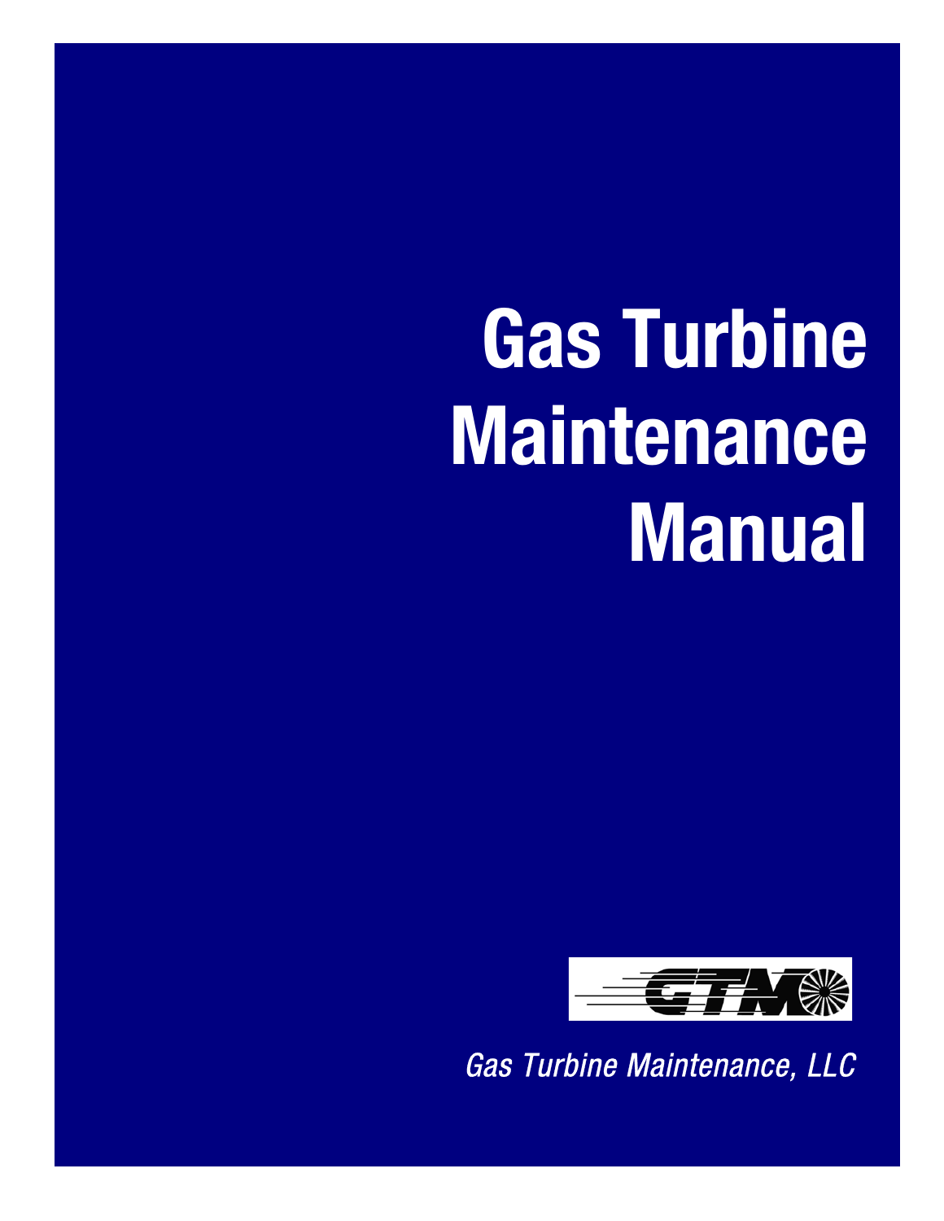# Gas Turbine Maintenance Manual

GTM

*Gas Turbine Maintenance, LLC*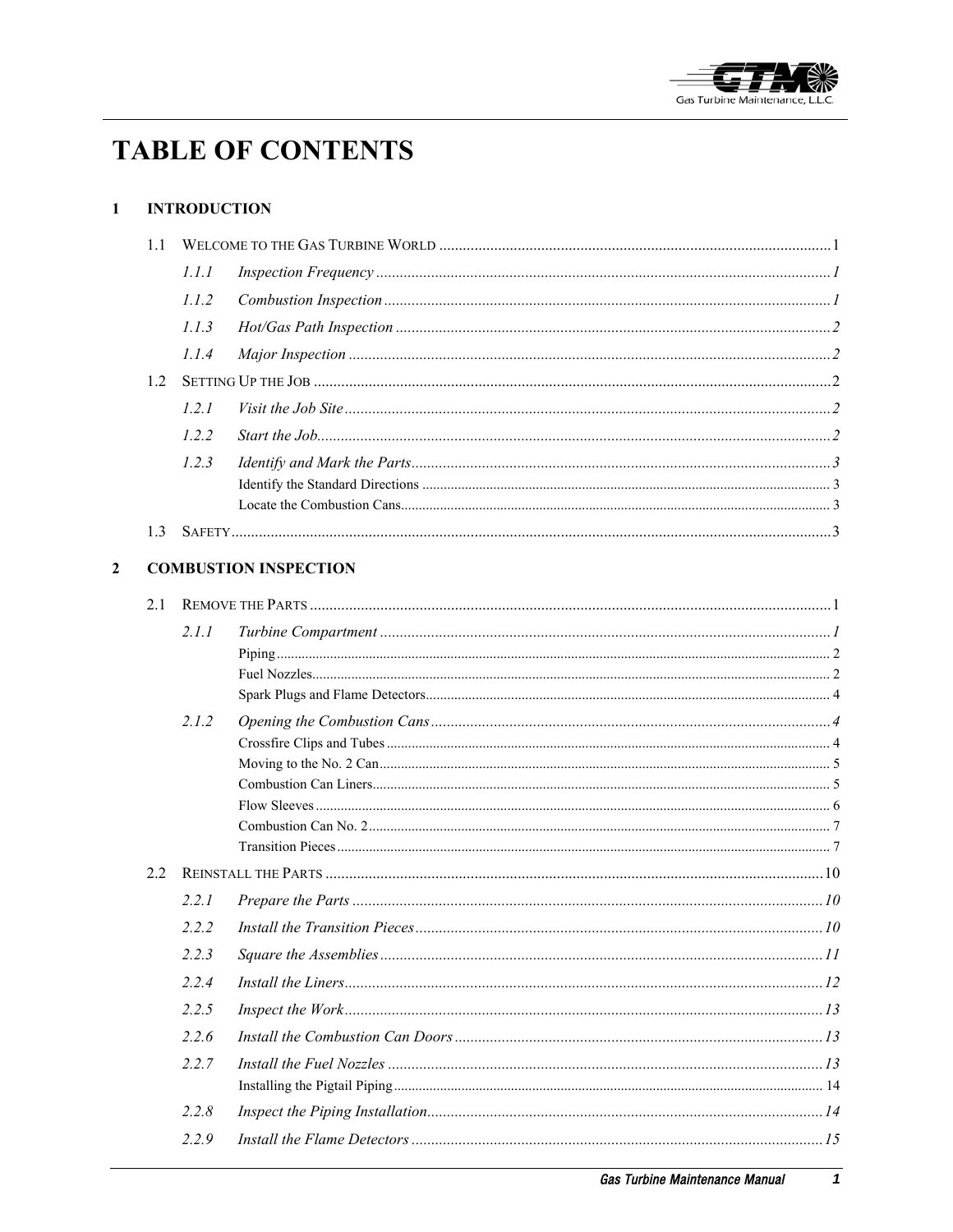# TABLE OF CONTENTS

## 1 INTRODUCTION

- 1.1 WELCOME TO THE GAS TURBINE WORLD ..... 1
  - *1.1.1 Inspection Frequency* ..... 1
  - *1.1.2 Combustion Inspection* ..... 1
  - *1.1.3 Hot/Gas Path Inspection* ..... 2
  - *1.1.4 Major Inspection* ..... 2
- 1.2 SETTING UP THE JOB ..... 2
  - *1.2.1 Visit the Job Site* ..... 2
  - *1.2.2 Start the Job* ..... 2
  - *1.2.3 Identify and Mark the Parts* ..... 3
    - Identify the Standard Directions ..... 3
    - Locate the Combustion Cans ..... 3
- 1.3 SAFETY ..... 3

## 2 COMBUSTION INSPECTION

- 2.1 REMOVE THE PARTS ..... 1
  - *2.1.1 Turbine Compartment* ..... 1
    - Piping ..... 2
    - Fuel Nozzles ..... 2
    - Spark Plugs and Flame Detectors ..... 4
  - *2.1.2 Opening the Combustion Cans* ..... 4
    - Crossfire Clips and Tubes ..... 4
    - Moving to the No. 2 Can ..... 5
    - Combustion Can Liners ..... 5
    - Flow Sleeves ..... 6
    - Combustion Can No. 2 ..... 7
    - Transition Pieces ..... 7
- 2.2 REINSTALL THE PARTS ..... 10
  - *2.2.1 Prepare the Parts* ..... 10
  - *2.2.2 Install the Transition Pieces* ..... 10
  - *2.2.3 Square the Assemblies* ..... 11
  - *2.2.4 Install the Liners* ..... 12
  - *2.2.5 Inspect the Work* ..... 13
  - *2.2.6 Install the Combustion Can Doors* ..... 13
  - *2.2.7 Install the Fuel Nozzles* ..... 13
    - Installing the Pigtail Piping ..... 14
  - *2.2.8 Inspect the Piping Installation* ..... 14
  - *2.2.9 Install the Flame Detectors* ..... 15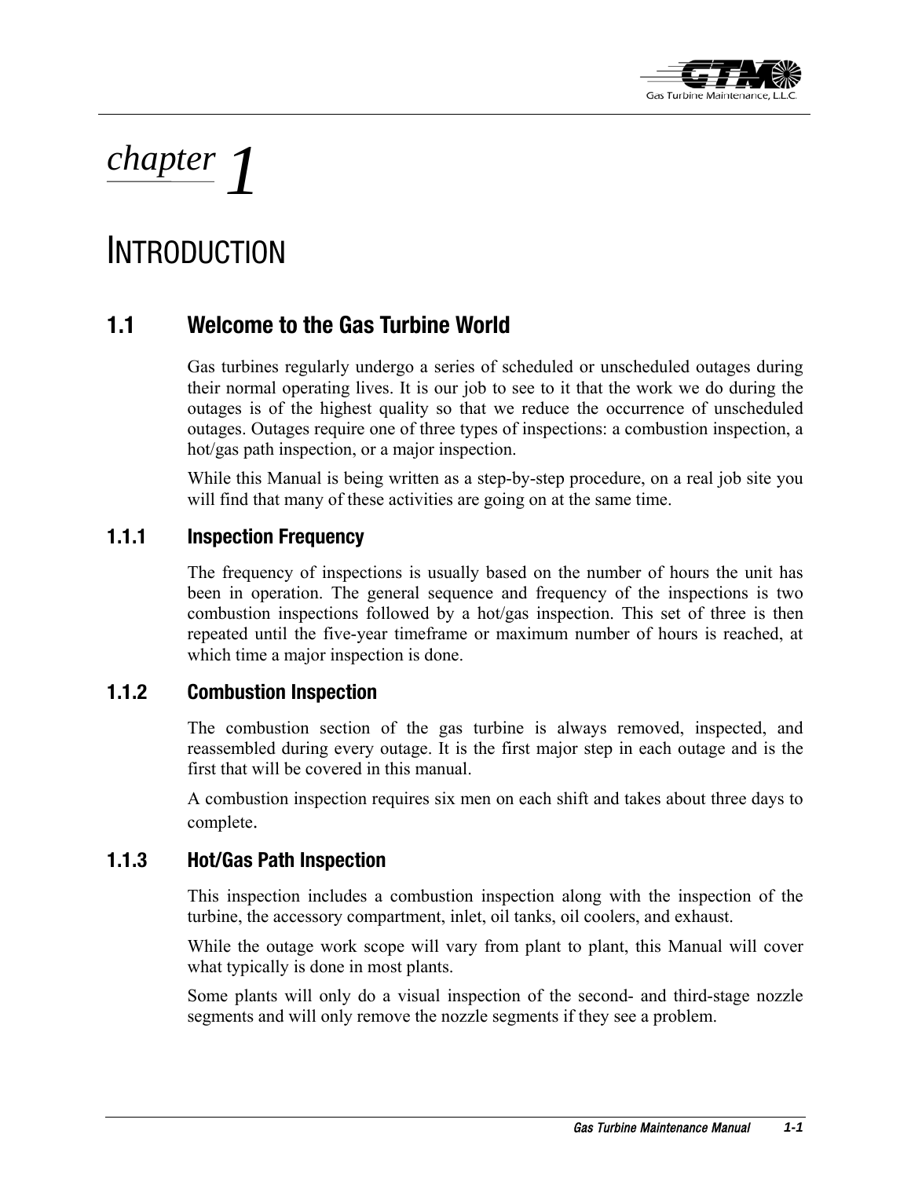# chapter 1

# INTRODUCTION

## 1.1 Welcome to the Gas Turbine World

Gas turbines regularly undergo a series of scheduled or unscheduled outages during their normal operating lives. It is our job to see to it that the work we do during the outages is of the highest quality so that we reduce the occurrence of unscheduled outages. Outages require one of three types of inspections: a combustion inspection, a hot/gas path inspection, or a major inspection.

While this Manual is being written as a step-by-step procedure, on a real job site you will find that many of these activities are going on at the same time.

### 1.1.1 Inspection Frequency

The frequency of inspections is usually based on the number of hours the unit has been in operation. The general sequence and frequency of the inspections is two combustion inspections followed by a hot/gas inspection. This set of three is then repeated until the five-year timeframe or maximum number of hours is reached, at which time a major inspection is done.

### 1.1.2 Combustion Inspection

The combustion section of the gas turbine is always removed, inspected, and reassembled during every outage. It is the first major step in each outage and is the first that will be covered in this manual.

A combustion inspection requires six men on each shift and takes about three days to complete.

### 1.1.3 Hot/Gas Path Inspection

This inspection includes a combustion inspection along with the inspection of the turbine, the accessory compartment, inlet, oil tanks, oil coolers, and exhaust.

While the outage work scope will vary from plant to plant, this Manual will cover what typically is done in most plants.

Some plants will only do a visual inspection of the second- and third-stage nozzle segments and will only remove the nozzle segments if they see a problem.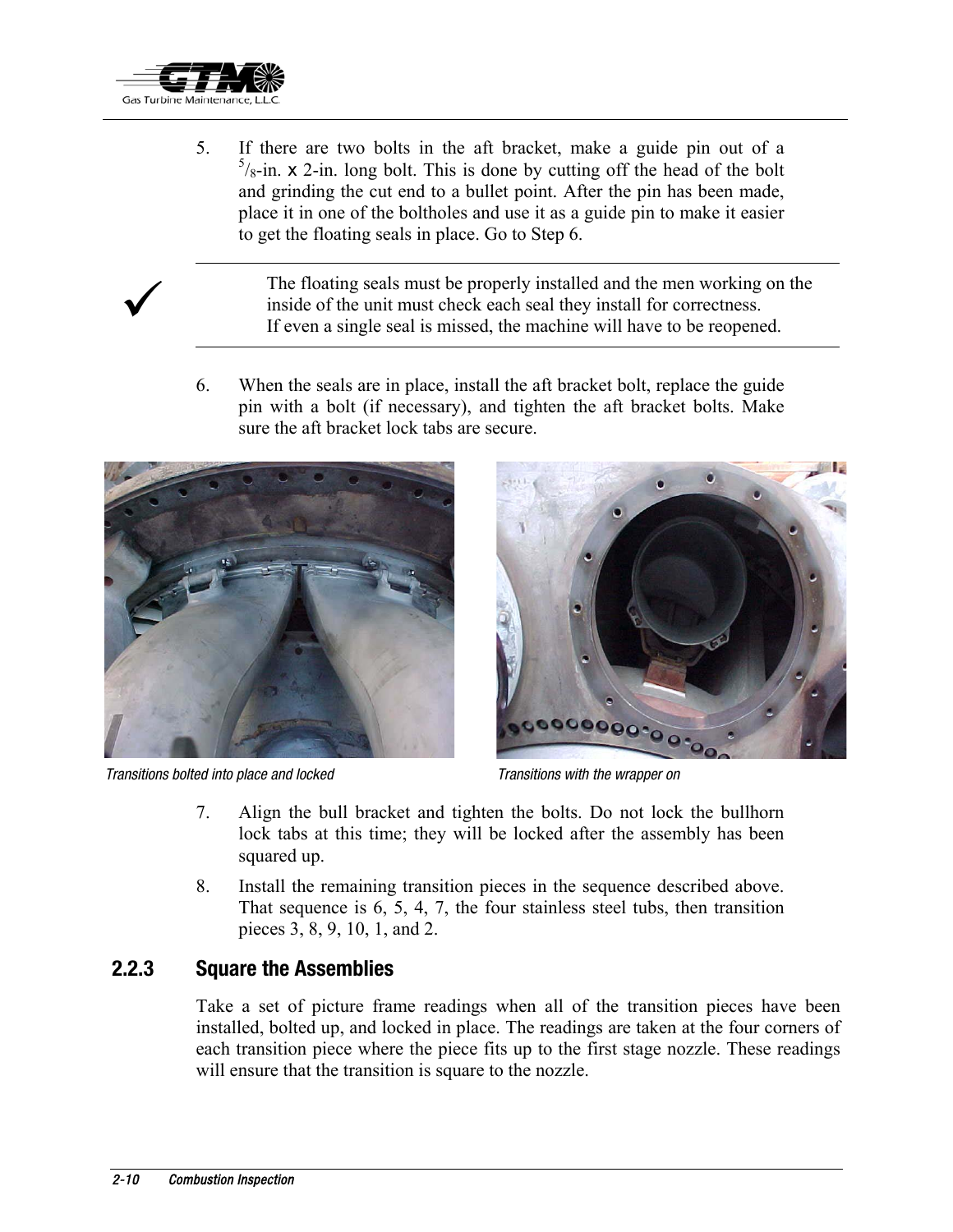5. If there are two bolts in the aft bracket, make a guide pin out of a $^{5}/_{8}$-in. x 2-in. long bolt. This is done by cutting off the head of the bolt and grinding the cut end to a bullet point. After the pin has been made, place it in one of the boltholes and use it as a guide pin to make it easier to get the floating seals in place. Go to Step 6.

---

✓ The floating seals must be properly installed and the men working on the inside of the unit must check each seal they install for correctness. If even a single seal is missed, the machine will have to be reopened.

---

6. When the seals are in place, install the aft bracket bolt, replace the guide pin with a bolt (if necessary), and tighten the aft bracket bolts. Make sure the aft bracket lock tabs are secure.

*Transitions bolted into place and locked*

*Transitions with the wrapper on*

7. Align the bull bracket and tighten the bolts. Do not lock the bullhorn lock tabs at this time; they will be locked after the assembly has been squared up.
8. Install the remaining transition pieces in the sequence described above. That sequence is 6, 5, 4, 7, the four stainless steel tubs, then transition pieces 3, 8, 9, 10, 1, and 2.

### 2.2.3 Square the Assemblies

Take a set of picture frame readings when all of the transition pieces have been installed, bolted up, and locked in place. The readings are taken at the four corners of each transition piece where the piece fits up to the first stage nozzle. These readings will ensure that the transition is square to the nozzle.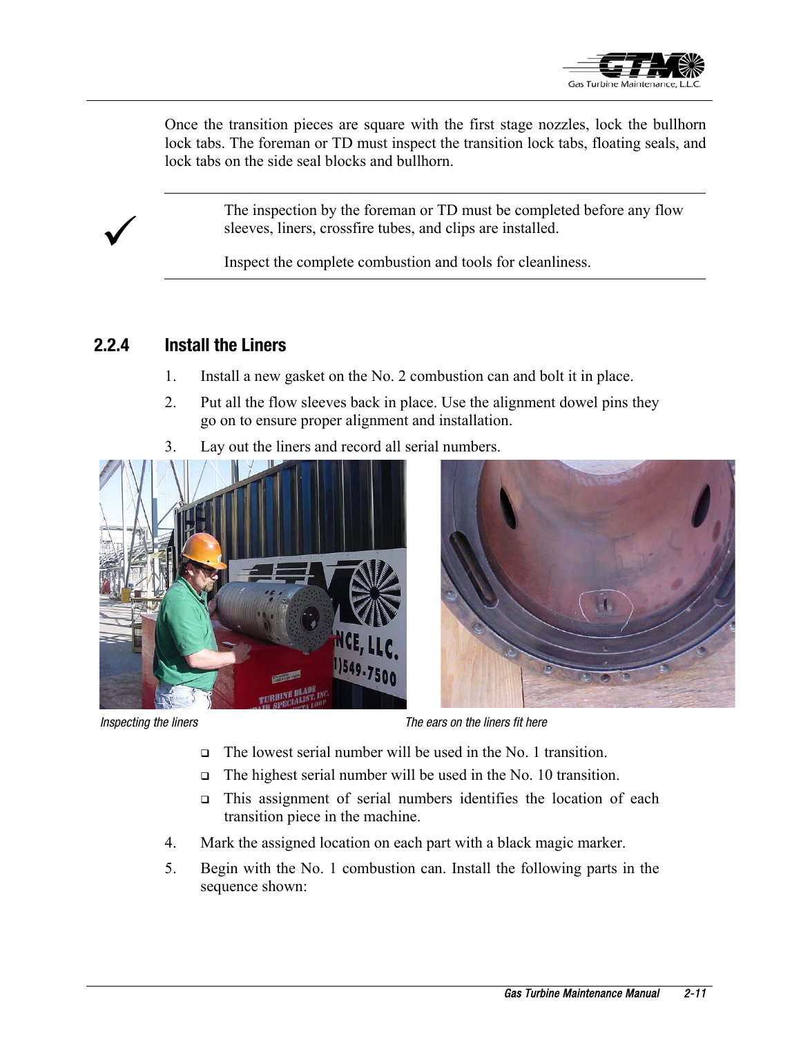Once the transition pieces are square with the first stage nozzles, lock the bullhorn lock tabs. The foreman or TD must inspect the transition lock tabs, floating seals, and lock tabs on the side seal blocks and bullhorn.

> ✓ The inspection by the foreman or TD must be completed before any flow sleeves, liners, crossfire tubes, and clips are installed.
>
> Inspect the complete combustion and tools for cleanliness.

### 2.2.4 Install the Liners

1. Install a new gasket on the No. 2 combustion can and bolt it in place.
2. Put all the flow sleeves back in place. Use the alignment dowel pins they go on to ensure proper alignment and installation.
3. Lay out the liners and record all serial numbers.

*Inspecting the liners*

*The ears on the liners fit here*

- The lowest serial number will be used in the No. 1 transition.
- The highest serial number will be used in the No. 10 transition.
- This assignment of serial numbers identifies the location of each transition piece in the machine.

4. Mark the assigned location on each part with a black magic marker.
5. Begin with the No. 1 combustion can. Install the following parts in the sequence shown: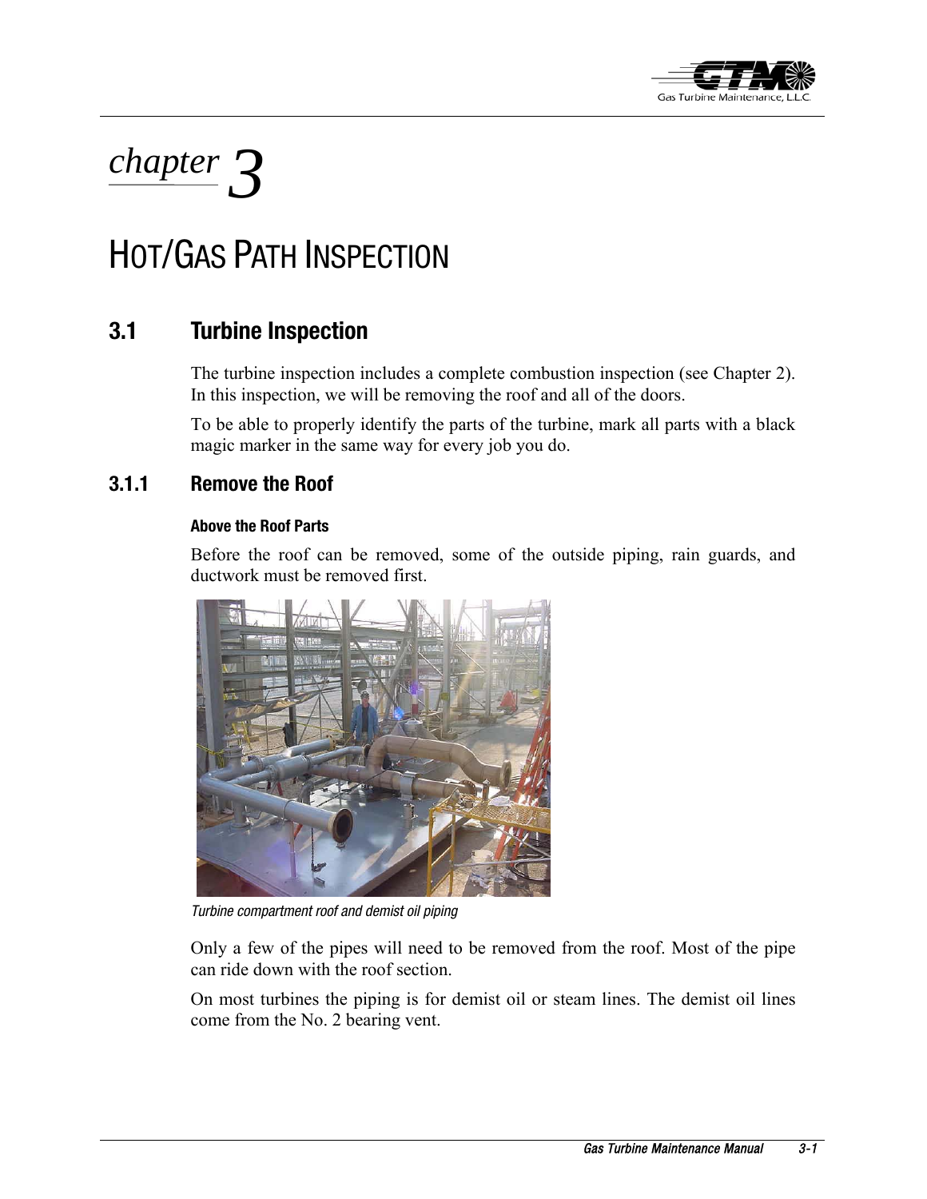# chapter 3

# HOT/GAS PATH INSPECTION

## 3.1 Turbine Inspection

The turbine inspection includes a complete combustion inspection (see Chapter 2). In this inspection, we will be removing the roof and all of the doors.

To be able to properly identify the parts of the turbine, mark all parts with a black magic marker in the same way for every job you do.

### 3.1.1 Remove the Roof

#### Above the Roof Parts

Before the roof can be removed, some of the outside piping, rain guards, and ductwork must be removed first.

*Turbine compartment roof and demist oil piping*

Only a few of the pipes will need to be removed from the roof. Most of the pipe can ride down with the roof section.

On most turbines the piping is for demist oil or steam lines. The demist oil lines come from the No. 2 bearing vent.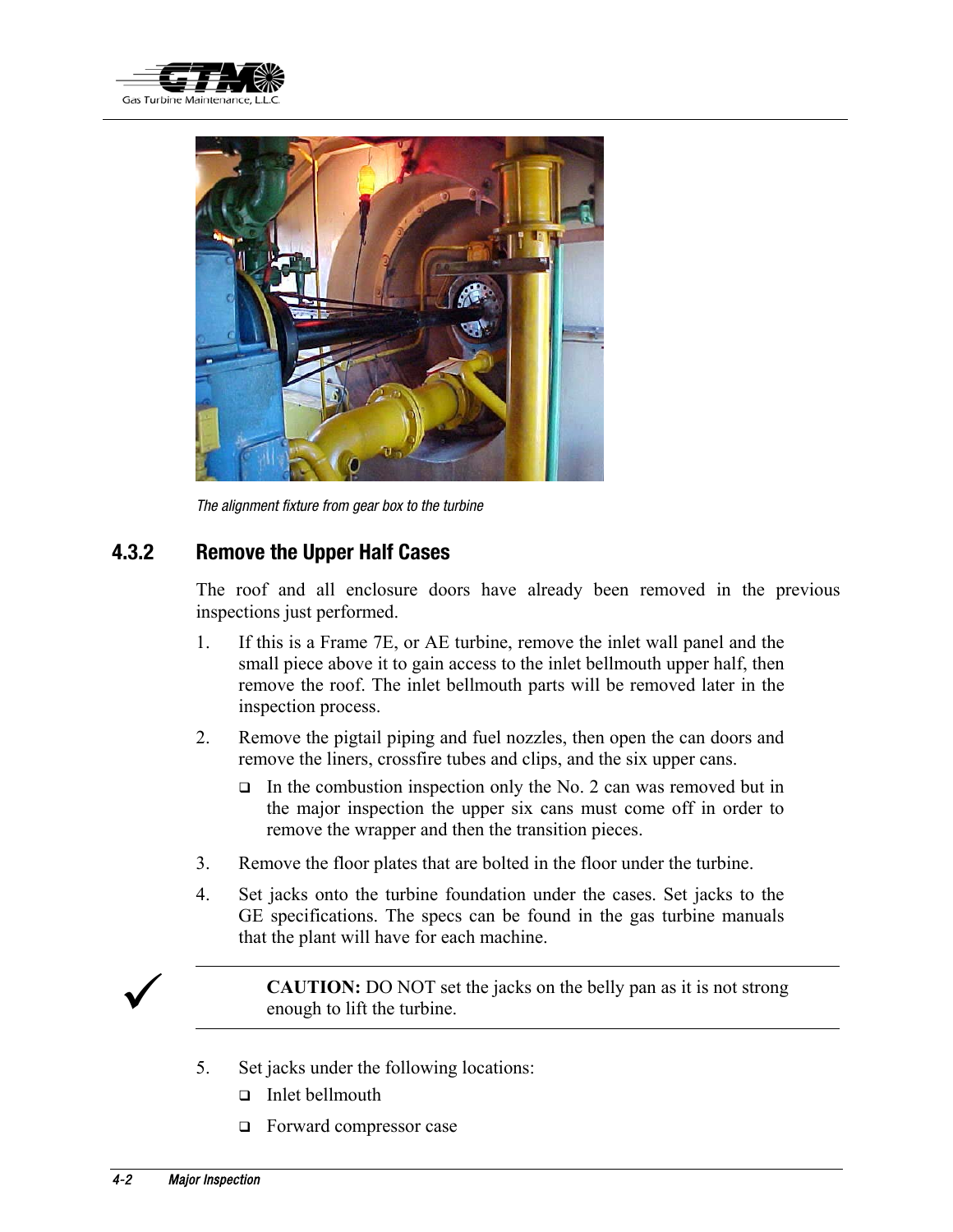*The alignment fixture from gear box to the turbine*

### 4.3.2 Remove the Upper Half Cases

The roof and all enclosure doors have already been removed in the previous inspections just performed.

1. If this is a Frame 7E, or AE turbine, remove the inlet wall panel and the small piece above it to gain access to the inlet bellmouth upper half, then remove the roof. The inlet bellmouth parts will be removed later in the inspection process.
2. Remove the pigtail piping and fuel nozzles, then open the can doors and remove the liners, crossfire tubes and clips, and the six upper cans.
   - In the combustion inspection only the No. 2 can was removed but in the major inspection the upper six cans must come off in order to remove the wrapper and then the transition pieces.
3. Remove the floor plates that are bolted in the floor under the turbine.
4. Set jacks onto the turbine foundation under the cases. Set jacks to the GE specifications. The specs can be found in the gas turbine manuals that the plant will have for each machine.

✓ **CAUTION:** DO NOT set the jacks on the belly pan as it is not strong enough to lift the turbine.

5. Set jacks under the following locations:
   - Inlet bellmouth
   - Forward compressor case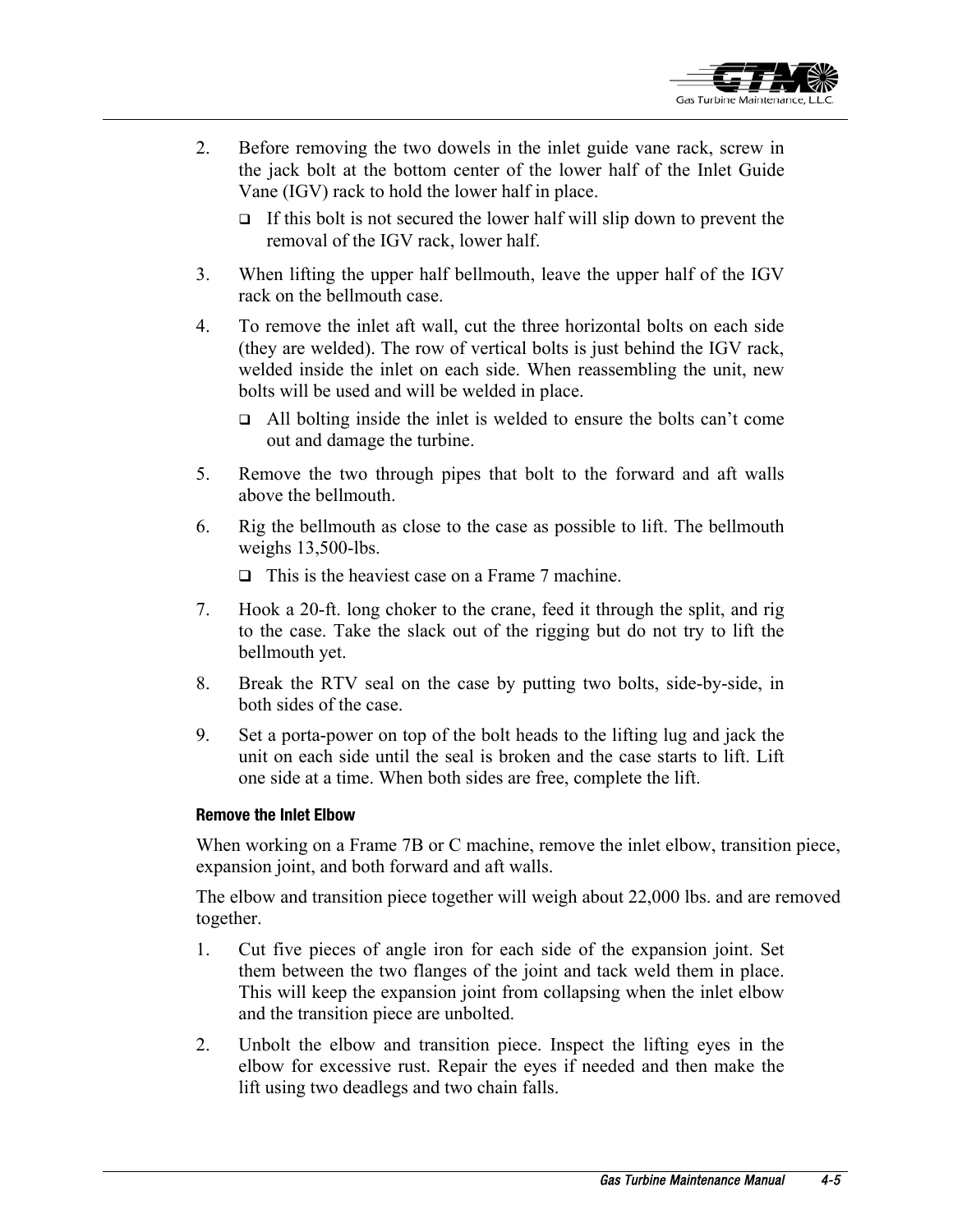2. Before removing the two dowels in the inlet guide vane rack, screw in the jack bolt at the bottom center of the lower half of the Inlet Guide Vane (IGV) rack to hold the lower half in place.
   - If this bolt is not secured the lower half will slip down to prevent the removal of the IGV rack, lower half.
3. When lifting the upper half bellmouth, leave the upper half of the IGV rack on the bellmouth case.
4. To remove the inlet aft wall, cut the three horizontal bolts on each side (they are welded). The row of vertical bolts is just behind the IGV rack, welded inside the inlet on each side. When reassembling the unit, new bolts will be used and will be welded in place.
   - All bolting inside the inlet is welded to ensure the bolts can't come out and damage the turbine.
5. Remove the two through pipes that bolt to the forward and aft walls above the bellmouth.
6. Rig the bellmouth as close to the case as possible to lift. The bellmouth weighs 13,500-lbs.
   - This is the heaviest case on a Frame 7 machine.
7. Hook a 20-ft. long choker to the crane, feed it through the split, and rig to the case. Take the slack out of the rigging but do not try to lift the bellmouth yet.
8. Break the RTV seal on the case by putting two bolts, side-by-side, in both sides of the case.
9. Set a porta-power on top of the bolt heads to the lifting lug and jack the unit on each side until the seal is broken and the case starts to lift. Lift one side at a time. When both sides are free, complete the lift.

#### Remove the Inlet Elbow

When working on a Frame 7B or C machine, remove the inlet elbow, transition piece, expansion joint, and both forward and aft walls.

The elbow and transition piece together will weigh about 22,000 lbs. and are removed together.

1. Cut five pieces of angle iron for each side of the expansion joint. Set them between the two flanges of the joint and tack weld them in place. This will keep the expansion joint from collapsing when the inlet elbow and the transition piece are unbolted.
2. Unbolt the elbow and transition piece. Inspect the lifting eyes in the elbow for excessive rust. Repair the eyes if needed and then make the lift using two deadlegs and two chain falls.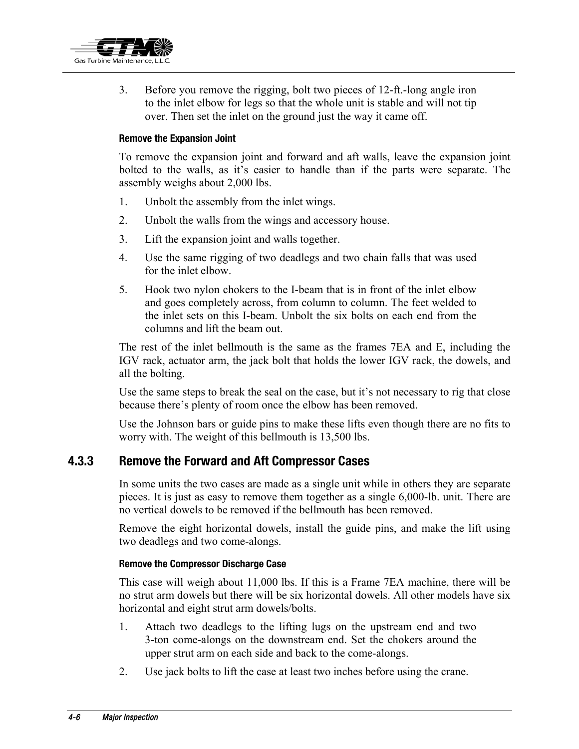3. Before you remove the rigging, bolt two pieces of 12-ft.-long angle iron to the inlet elbow for legs so that the whole unit is stable and will not tip over. Then set the inlet on the ground just the way it came off.

#### Remove the Expansion Joint

To remove the expansion joint and forward and aft walls, leave the expansion joint bolted to the walls, as it's easier to handle than if the parts were separate. The assembly weighs about 2,000 lbs.

1. Unbolt the assembly from the inlet wings.
2. Unbolt the walls from the wings and accessory house.
3. Lift the expansion joint and walls together.
4. Use the same rigging of two deadlegs and two chain falls that was used for the inlet elbow.
5. Hook two nylon chokers to the I-beam that is in front of the inlet elbow and goes completely across, from column to column. The feet welded to the inlet sets on this I-beam. Unbolt the six bolts on each end from the columns and lift the beam out.

The rest of the inlet bellmouth is the same as the frames 7EA and E, including the IGV rack, actuator arm, the jack bolt that holds the lower IGV rack, the dowels, and all the bolting.

Use the same steps to break the seal on the case, but it's not necessary to rig that close because there's plenty of room once the elbow has been removed.

Use the Johnson bars or guide pins to make these lifts even though there are no fits to worry with. The weight of this bellmouth is 13,500 lbs.

### 4.3.3 Remove the Forward and Aft Compressor Cases

In some units the two cases are made as a single unit while in others they are separate pieces. It is just as easy to remove them together as a single 6,000-lb. unit. There are no vertical dowels to be removed if the bellmouth has been removed.

Remove the eight horizontal dowels, install the guide pins, and make the lift using two deadlegs and two come-alongs.

#### Remove the Compressor Discharge Case

This case will weigh about 11,000 lbs. If this is a Frame 7EA machine, there will be no strut arm dowels but there will be six horizontal dowels. All other models have six horizontal and eight strut arm dowels/bolts.

1. Attach two deadlegs to the lifting lugs on the upstream end and two 3-ton come-alongs on the downstream end. Set the chokers around the upper strut arm on each side and back to the come-alongs.
2. Use jack bolts to lift the case at least two inches before using the crane.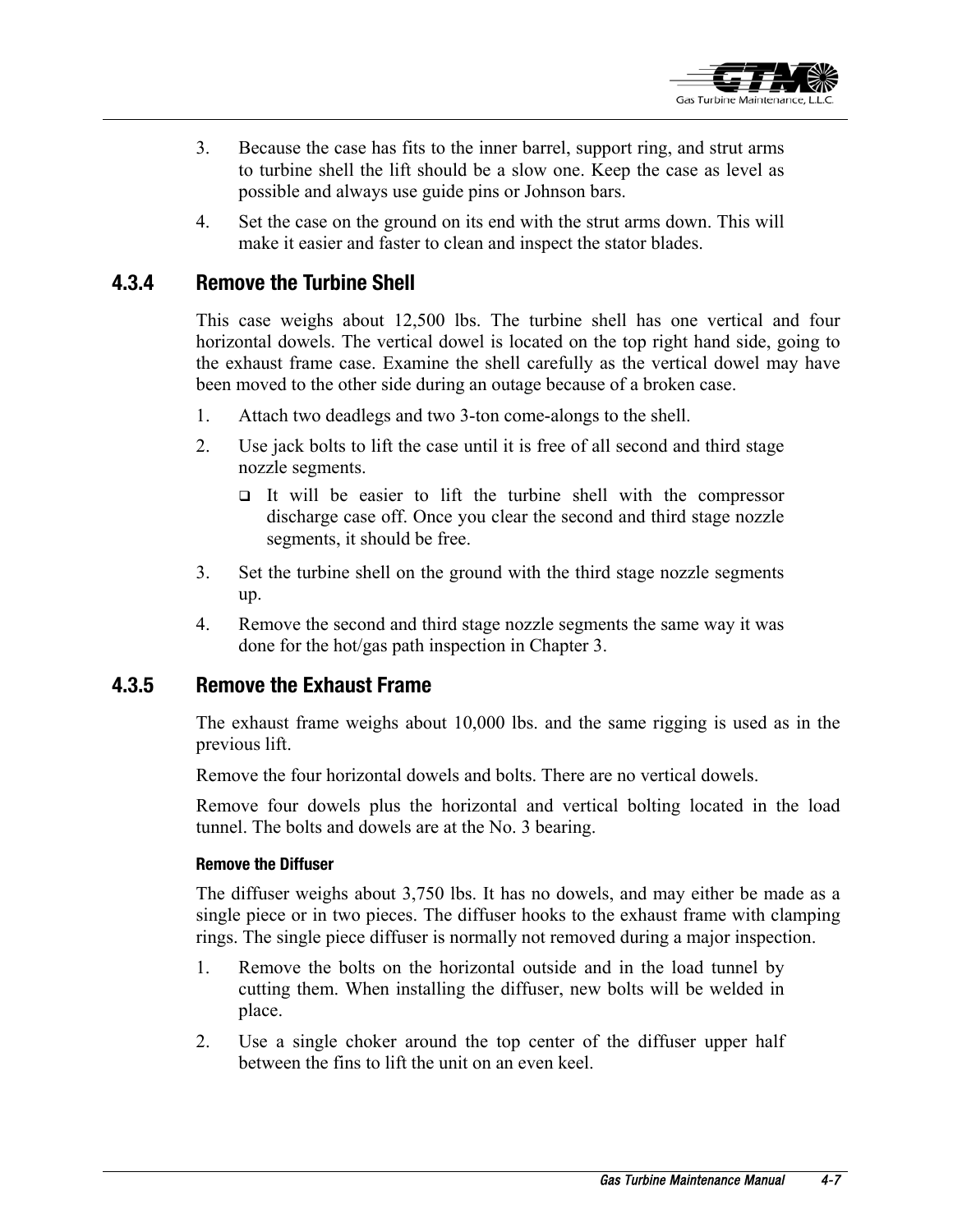3. Because the case has fits to the inner barrel, support ring, and strut arms to turbine shell the lift should be a slow one. Keep the case as level as possible and always use guide pins or Johnson bars.
4. Set the case on the ground on its end with the strut arms down. This will make it easier and faster to clean and inspect the stator blades.

### 4.3.4 Remove the Turbine Shell

This case weighs about 12,500 lbs. The turbine shell has one vertical and four horizontal dowels. The vertical dowel is located on the top right hand side, going to the exhaust frame case. Examine the shell carefully as the vertical dowel may have been moved to the other side during an outage because of a broken case.

1. Attach two deadlegs and two 3-ton come-alongs to the shell.
2. Use jack bolts to lift the case until it is free of all second and third stage nozzle segments.
   - It will be easier to lift the turbine shell with the compressor discharge case off. Once you clear the second and third stage nozzle segments, it should be free.
3. Set the turbine shell on the ground with the third stage nozzle segments up.
4. Remove the second and third stage nozzle segments the same way it was done for the hot/gas path inspection in Chapter 3.

### 4.3.5 Remove the Exhaust Frame

The exhaust frame weighs about 10,000 lbs. and the same rigging is used as in the previous lift.

Remove the four horizontal dowels and bolts. There are no vertical dowels.

Remove four dowels plus the horizontal and vertical bolting located in the load tunnel. The bolts and dowels are at the No. 3 bearing.

#### Remove the Diffuser

The diffuser weighs about 3,750 lbs. It has no dowels, and may either be made as a single piece or in two pieces. The diffuser hooks to the exhaust frame with clamping rings. The single piece diffuser is normally not removed during a major inspection.

1. Remove the bolts on the horizontal outside and in the load tunnel by cutting them. When installing the diffuser, new bolts will be welded in place.
2. Use a single choker around the top center of the diffuser upper half between the fins to lift the unit on an even keel.